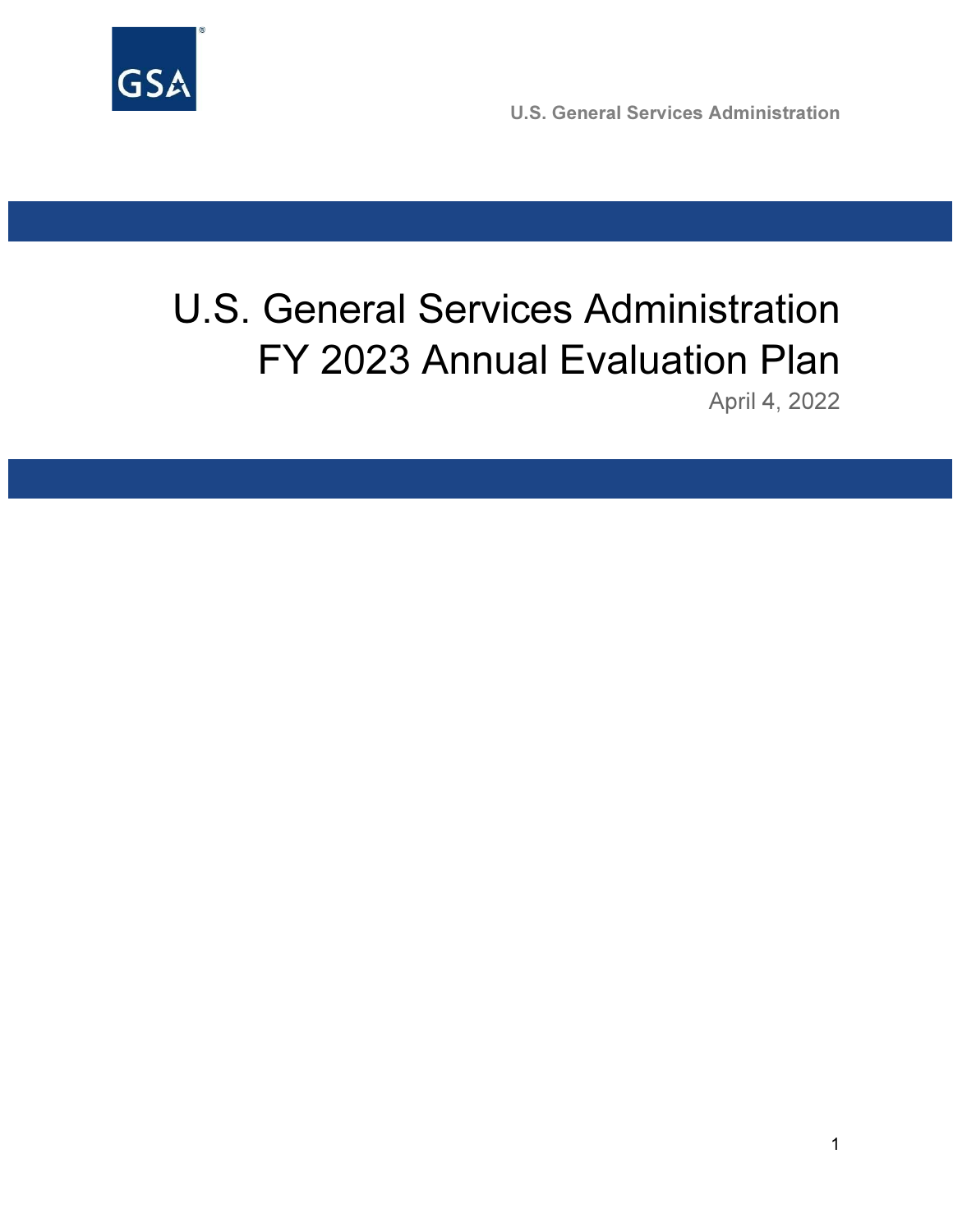U.S. General Services Administration

# U.S. General Services Administration FY 2023 Annual Evaluation Plan

April 4, 2022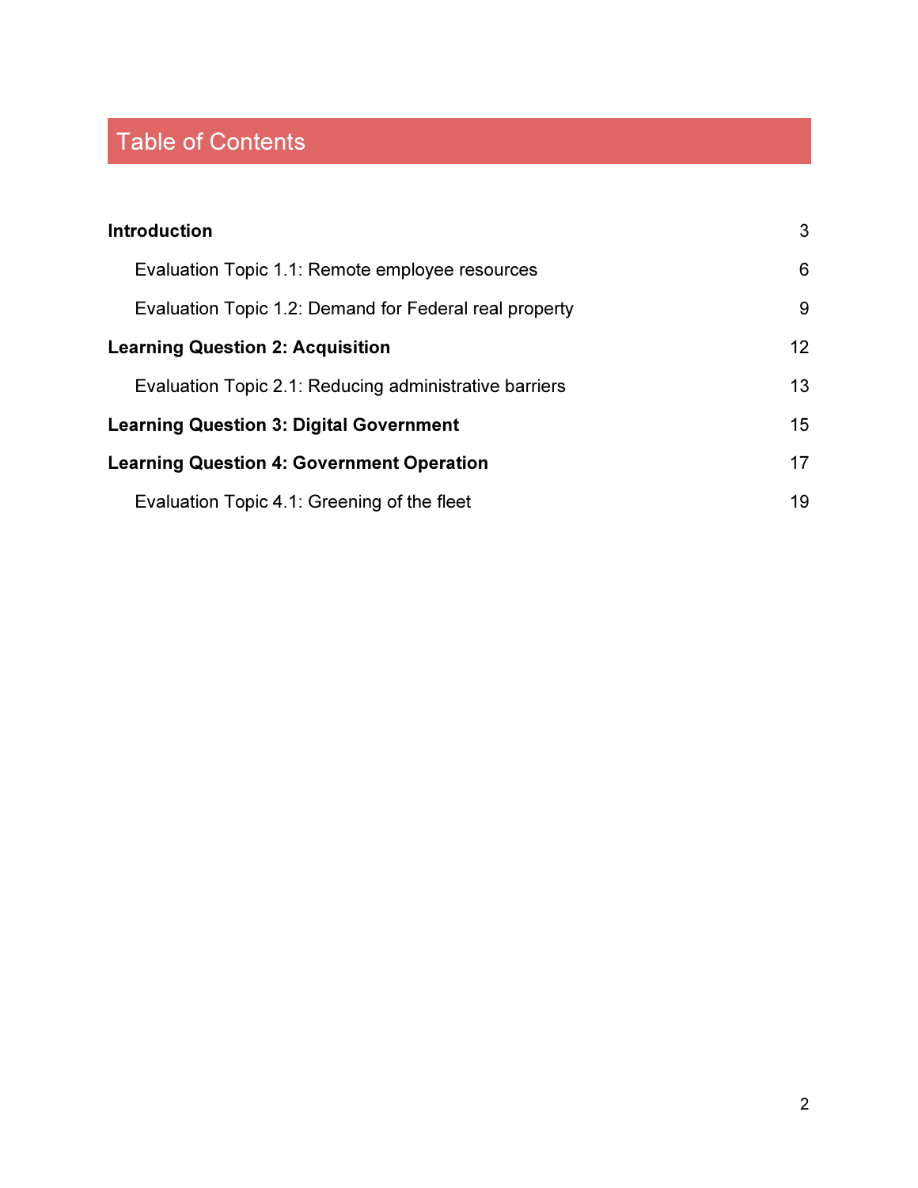# Table of Contents

**Introduction** 3

- Evaluation Topic 1.1: Remote employee resources 6
- Evaluation Topic 1.2: Demand for Federal real property 9

**Learning Question 2: Acquisition** 12

- Evaluation Topic 2.1: Reducing administrative barriers 13

**Learning Question 3: Digital Government** 15

**Learning Question 4: Government Operation** 17

- Evaluation Topic 4.1: Greening of the fleet 19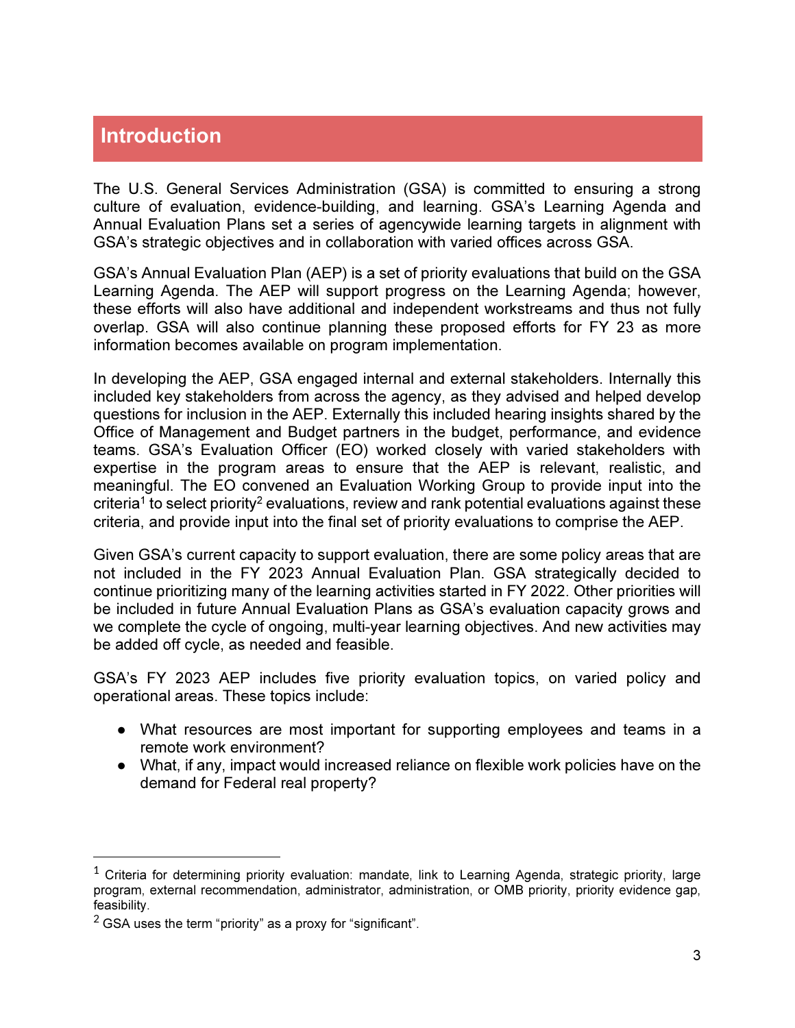# Introduction

The U.S. General Services Administration (GSA) is committed to ensuring a strong culture of evaluation, evidence-building, and learning. GSA's Learning Agenda and Annual Evaluation Plans set a series of agencywide learning targets in alignment with GSA's strategic objectives and in collaboration with varied offices across GSA.

GSA's Annual Evaluation Plan (AEP) is a set of priority evaluations that build on the GSA Learning Agenda. The AEP will support progress on the Learning Agenda; however, these efforts will also have additional and independent workstreams and thus not fully overlap. GSA will also continue planning these proposed efforts for FY 23 as more information becomes available on program implementation.

In developing the AEP, GSA engaged internal and external stakeholders. Internally this included key stakeholders from across the agency, as they advised and helped develop questions for inclusion in the AEP. Externally this included hearing insights shared by the Office of Management and Budget partners in the budget, performance, and evidence teams. GSA's Evaluation Officer (EO) worked closely with varied stakeholders with expertise in the program areas to ensure that the AEP is relevant, realistic, and meaningful. The EO convened an Evaluation Working Group to provide input into the criteria[1] to select priority[2] evaluations, review and rank potential evaluations against these criteria, and provide input into the final set of priority evaluations to comprise the AEP.

Given GSA's current capacity to support evaluation, there are some policy areas that are not included in the FY 2023 Annual Evaluation Plan. GSA strategically decided to continue prioritizing many of the learning activities started in FY 2022. Other priorities will be included in future Annual Evaluation Plans as GSA's evaluation capacity grows and we complete the cycle of ongoing, multi-year learning objectives. And new activities may be added off cycle, as needed and feasible.

GSA's FY 2023 AEP includes five priority evaluation topics, on varied policy and operational areas. These topics include:

- What resources are most important for supporting employees and teams in a remote work environment?
- What, if any, impact would increased reliance on flexible work policies have on the demand for Federal real property?

---

[1] Criteria for determining priority evaluation: mandate, link to Learning Agenda, strategic priority, large program, external recommendation, administrator, administration, or OMB priority, priority evidence gap, feasibility.

[2] GSA uses the term "priority" as a proxy for "significant".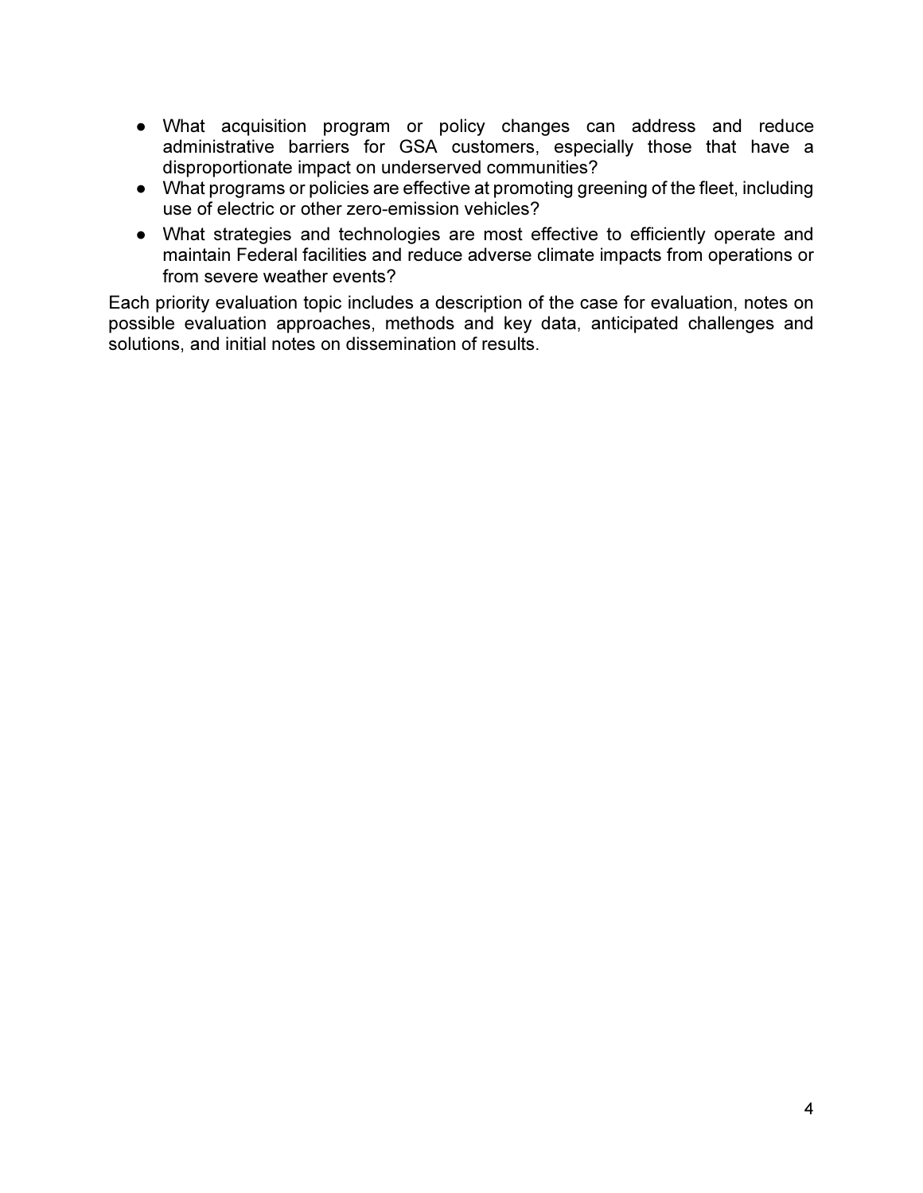- What acquisition program or policy changes can address and reduce administrative barriers for GSA customers, especially those that have a disproportionate impact on underserved communities?
- What programs or policies are effective at promoting greening of the fleet, including use of electric or other zero-emission vehicles?
- What strategies and technologies are most effective to efficiently operate and maintain Federal facilities and reduce adverse climate impacts from operations or from severe weather events?

Each priority evaluation topic includes a description of the case for evaluation, notes on possible evaluation approaches, methods and key data, anticipated challenges and solutions, and initial notes on dissemination of results.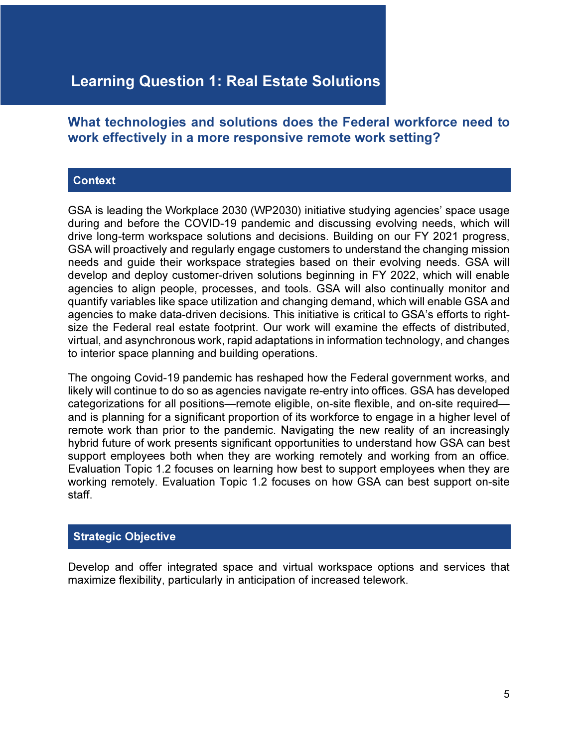# Learning Question 1: Real Estate Solutions

## What technologies and solutions does the Federal workforce need to work effectively in a more responsive remote work setting?

### Context

GSA is leading the Workplace 2030 (WP2030) initiative studying agencies' space usage during and before the COVID-19 pandemic and discussing evolving needs, which will drive long-term workspace solutions and decisions. Building on our FY 2021 progress, GSA will proactively and regularly engage customers to understand the changing mission needs and guide their workspace strategies based on their evolving needs. GSA will develop and deploy customer-driven solutions beginning in FY 2022, which will enable agencies to align people, processes, and tools. GSA will also continually monitor and quantify variables like space utilization and changing demand, which will enable GSA and agencies to make data-driven decisions. This initiative is critical to GSA's efforts to right-size the Federal real estate footprint. Our work will examine the effects of distributed, virtual, and asynchronous work, rapid adaptations in information technology, and changes to interior space planning and building operations.

The ongoing Covid-19 pandemic has reshaped how the Federal government works, and likely will continue to do so as agencies navigate re-entry into offices. GSA has developed categorizations for all positions—remote eligible, on-site flexible, and on-site required—and is planning for a significant proportion of its workforce to engage in a higher level of remote work than prior to the pandemic. Navigating the new reality of an increasingly hybrid future of work presents significant opportunities to understand how GSA can best support employees both when they are working remotely and working from an office. Evaluation Topic 1.2 focuses on learning how best to support employees when they are working remotely. Evaluation Topic 1.2 focuses on how GSA can best support on-site staff.

### Strategic Objective

Develop and offer integrated space and virtual workspace options and services that maximize flexibility, particularly in anticipation of increased telework.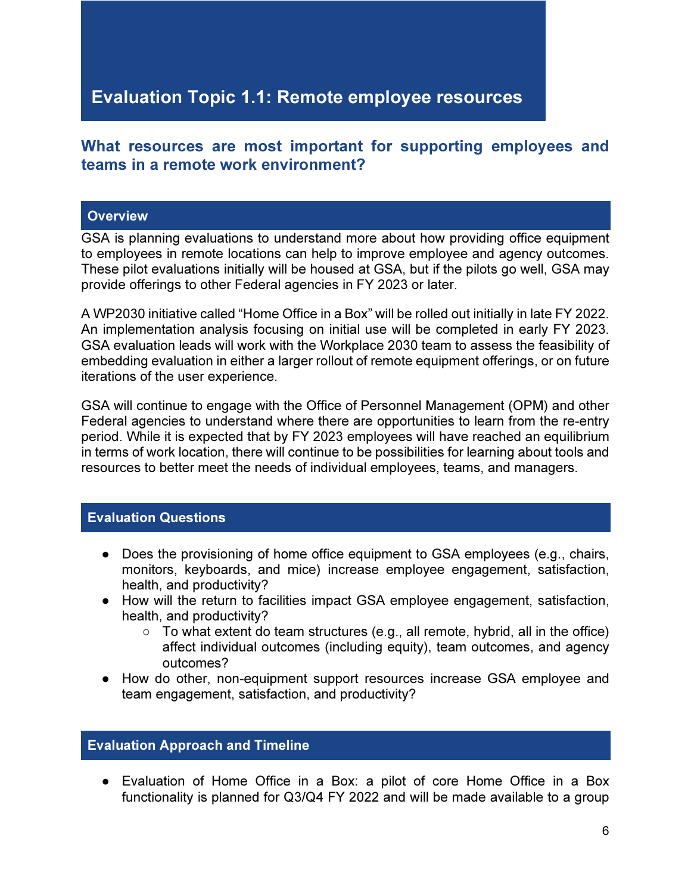# Evaluation Topic 1.1: Remote employee resources

## What resources are most important for supporting employees and teams in a remote work environment?

### Overview

GSA is planning evaluations to understand more about how providing office equipment to employees in remote locations can help to improve employee and agency outcomes. These pilot evaluations initially will be housed at GSA, but if the pilots go well, GSA may provide offerings to other Federal agencies in FY 2023 or later.

A WP2030 initiative called "Home Office in a Box" will be rolled out initially in late FY 2022. An implementation analysis focusing on initial use will be completed in early FY 2023. GSA evaluation leads will work with the Workplace 2030 team to assess the feasibility of embedding evaluation in either a larger rollout of remote equipment offerings, or on future iterations of the user experience.

GSA will continue to engage with the Office of Personnel Management (OPM) and other Federal agencies to understand where there are opportunities to learn from the re-entry period. While it is expected that by FY 2023 employees will have reached an equilibrium in terms of work location, there will continue to be possibilities for learning about tools and resources to better meet the needs of individual employees, teams, and managers.

### Evaluation Questions

- Does the provisioning of home office equipment to GSA employees (e.g., chairs, monitors, keyboards, and mice) increase employee engagement, satisfaction, health, and productivity?
- How will the return to facilities impact GSA employee engagement, satisfaction, health, and productivity?
  - To what extent do team structures (e.g., all remote, hybrid, all in the office) affect individual outcomes (including equity), team outcomes, and agency outcomes?
- How do other, non-equipment support resources increase GSA employee and team engagement, satisfaction, and productivity?

### Evaluation Approach and Timeline

- Evaluation of Home Office in a Box: a pilot of core Home Office in a Box functionality is planned for Q3/Q4 FY 2022 and will be made available to a group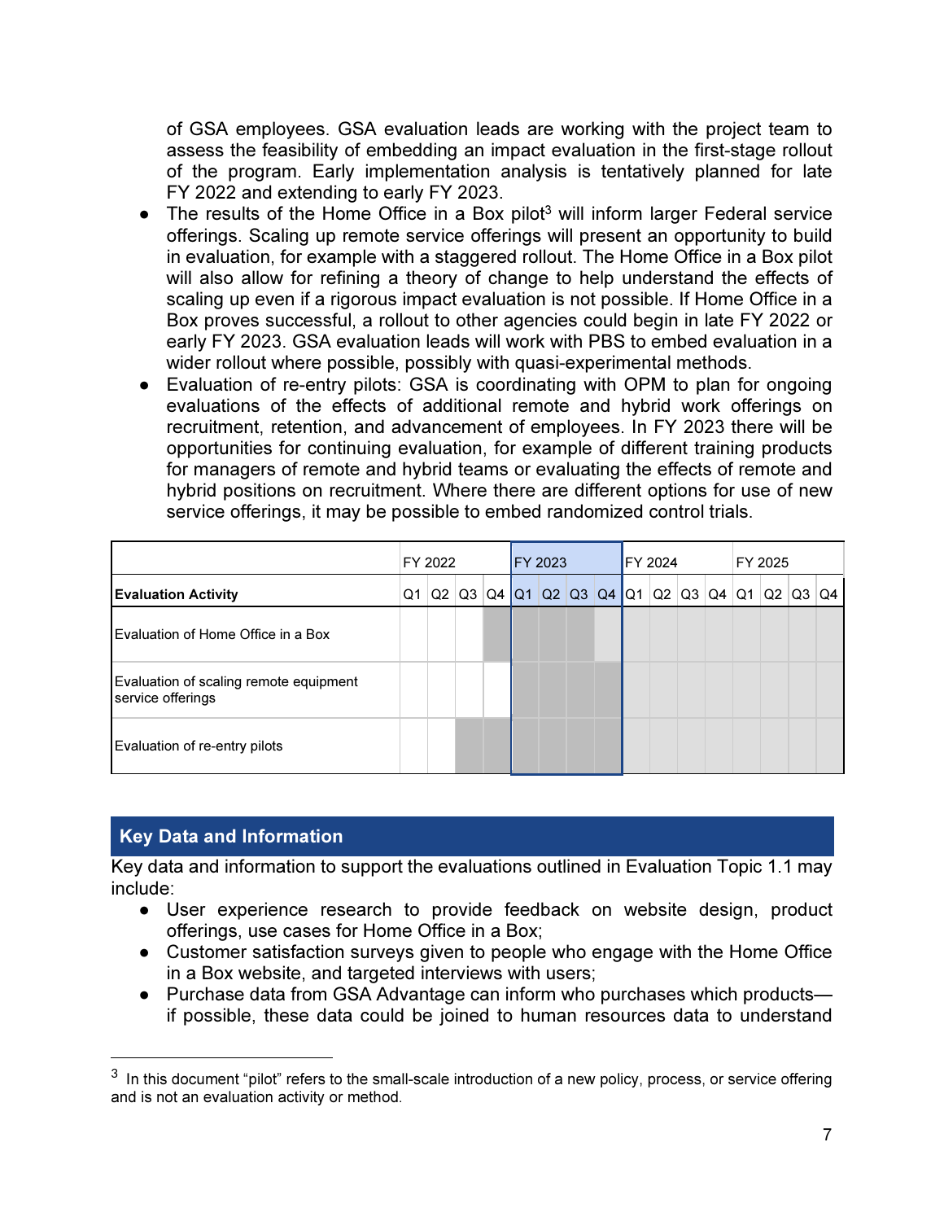of GSA employees. GSA evaluation leads are working with the project team to assess the feasibility of embedding an impact evaluation in the first-stage rollout of the program. Early implementation analysis is tentatively planned for late FY 2022 and extending to early FY 2023.

- The results of the Home Office in a Box pilot[3] will inform larger Federal service offerings. Scaling up remote service offerings will present an opportunity to build in evaluation, for example with a staggered rollout. The Home Office in a Box pilot will also allow for refining a theory of change to help understand the effects of scaling up even if a rigorous impact evaluation is not possible. If Home Office in a Box proves successful, a rollout to other agencies could begin in late FY 2022 or early FY 2023. GSA evaluation leads will work with PBS to embed evaluation in a wider rollout where possible, possibly with quasi-experimental methods.
- Evaluation of re-entry pilots: GSA is coordinating with OPM to plan for ongoing evaluations of the effects of additional remote and hybrid work offerings on recruitment, retention, and advancement of employees. In FY 2023 there will be opportunities for continuing evaluation, for example of different training products for managers of remote and hybrid teams or evaluating the effects of remote and hybrid positions on recruitment. Where there are different options for use of new service offerings, it may be possible to embed randomized control trials.

| | FY 2022 | | | | FY 2023 | | | | FY 2024 | | | | FY 2025 | | | |
|---|---|---|---|---|---|---|---|---|---|---|---|---|---|---|---|---|
| **Evaluation Activity** | Q1 | Q2 | Q3 | Q4 | Q1 | Q2 | Q3 | Q4 | Q1 | Q2 | Q3 | Q4 | Q1 | Q2 | Q3 | Q4 |
| Evaluation of Home Office in a Box | | | | | | | | | | | | | | | | |
| Evaluation of scaling remote equipment service offerings | | | | | | | | | | | | | | | | |
| Evaluation of re-entry pilots | | | | | | | | | | | | | | | | |

## Key Data and Information

Key data and information to support the evaluations outlined in Evaluation Topic 1.1 may include:

- User experience research to provide feedback on website design, product offerings, use cases for Home Office in a Box;
- Customer satisfaction surveys given to people who engage with the Home Office in a Box website, and targeted interviews with users;
- Purchase data from GSA Advantage can inform who purchases which products—if possible, these data could be joined to human resources data to understand

[3] In this document "pilot" refers to the small-scale introduction of a new policy, process, or service offering and is not an evaluation activity or method.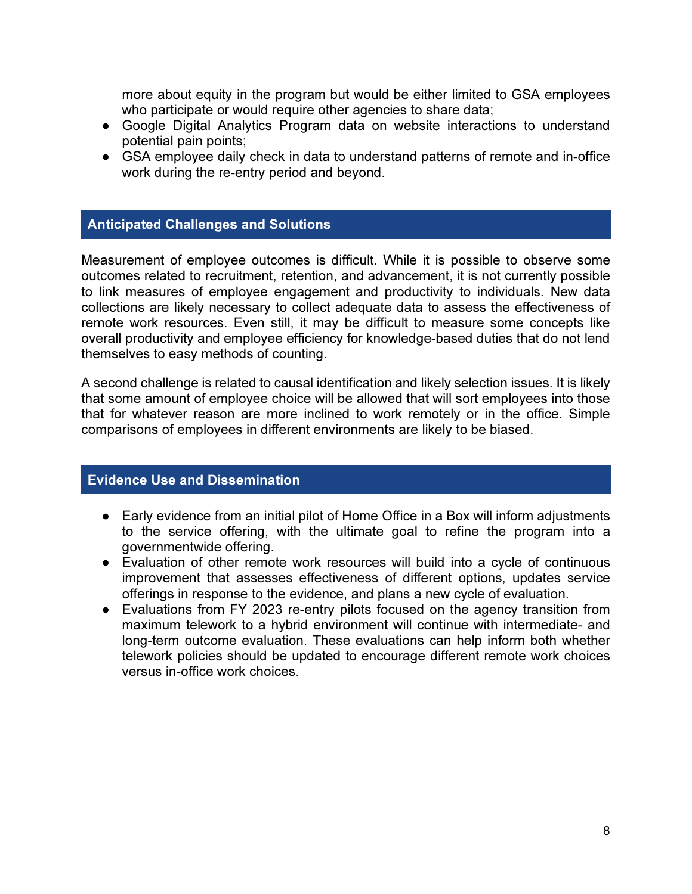more about equity in the program but would be either limited to GSA employees who participate or would require other agencies to share data;

- Google Digital Analytics Program data on website interactions to understand potential pain points;
- GSA employee daily check in data to understand patterns of remote and in-office work during the re-entry period and beyond.

## Anticipated Challenges and Solutions

Measurement of employee outcomes is difficult. While it is possible to observe some outcomes related to recruitment, retention, and advancement, it is not currently possible to link measures of employee engagement and productivity to individuals. New data collections are likely necessary to collect adequate data to assess the effectiveness of remote work resources. Even still, it may be difficult to measure some concepts like overall productivity and employee efficiency for knowledge-based duties that do not lend themselves to easy methods of counting.

A second challenge is related to causal identification and likely selection issues. It is likely that some amount of employee choice will be allowed that will sort employees into those that for whatever reason are more inclined to work remotely or in the office. Simple comparisons of employees in different environments are likely to be biased.

## Evidence Use and Dissemination

- Early evidence from an initial pilot of Home Office in a Box will inform adjustments to the service offering, with the ultimate goal to refine the program into a governmentwide offering.
- Evaluation of other remote work resources will build into a cycle of continuous improvement that assesses effectiveness of different options, updates service offerings in response to the evidence, and plans a new cycle of evaluation.
- Evaluations from FY 2023 re-entry pilots focused on the agency transition from maximum telework to a hybrid environment will continue with intermediate- and long-term outcome evaluation. These evaluations can help inform both whether telework policies should be updated to encourage different remote work choices versus in-office work choices.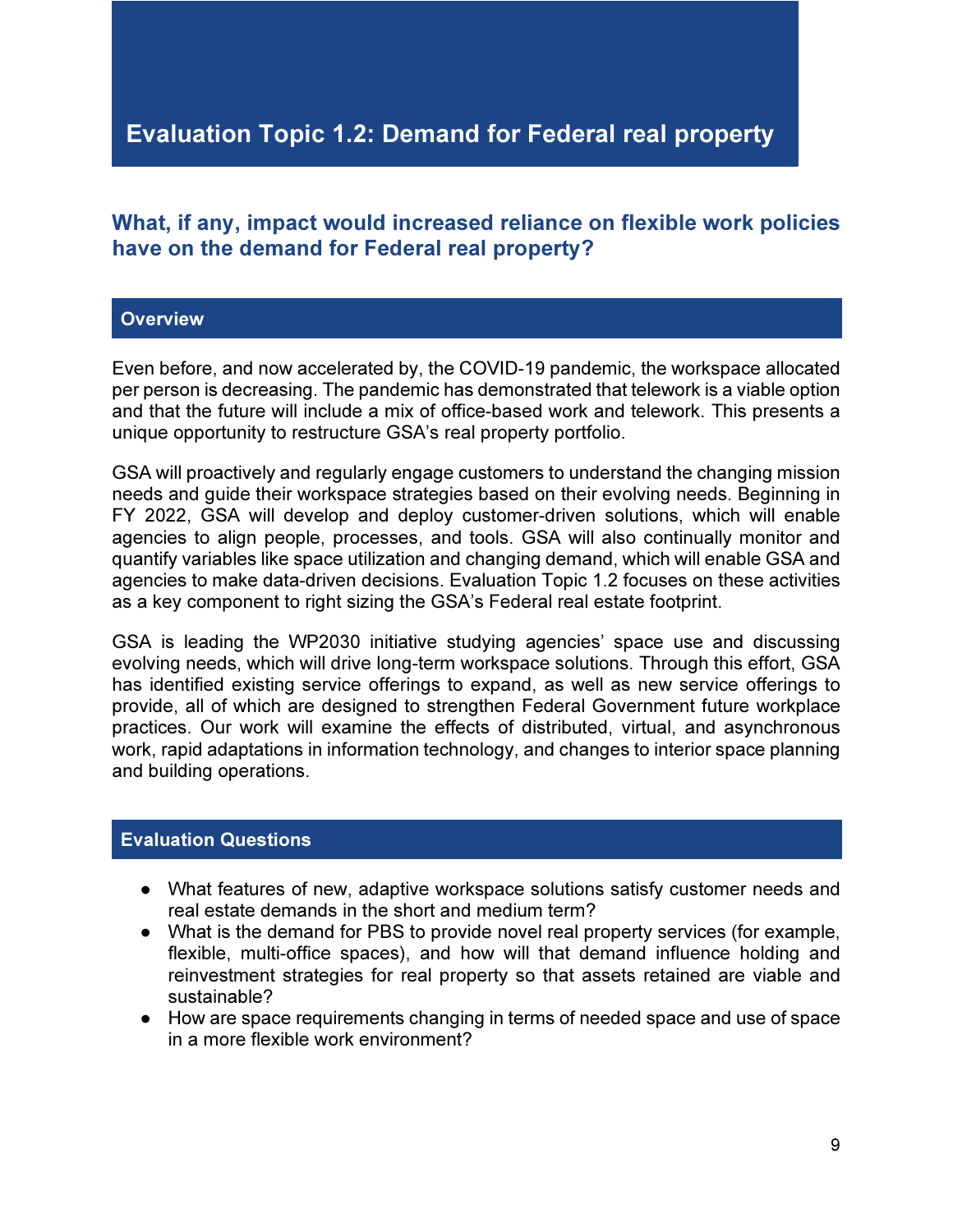# Evaluation Topic 1.2: Demand for Federal real property

## What, if any, impact would increased reliance on flexible work policies have on the demand for Federal real property?

### Overview

Even before, and now accelerated by, the COVID-19 pandemic, the workspace allocated per person is decreasing. The pandemic has demonstrated that telework is a viable option and that the future will include a mix of office-based work and telework. This presents a unique opportunity to restructure GSA's real property portfolio.

GSA will proactively and regularly engage customers to understand the changing mission needs and guide their workspace strategies based on their evolving needs. Beginning in FY 2022, GSA will develop and deploy customer-driven solutions, which will enable agencies to align people, processes, and tools. GSA will also continually monitor and quantify variables like space utilization and changing demand, which will enable GSA and agencies to make data-driven decisions. Evaluation Topic 1.2 focuses on these activities as a key component to right sizing the GSA's Federal real estate footprint.

GSA is leading the WP2030 initiative studying agencies' space use and discussing evolving needs, which will drive long-term workspace solutions. Through this effort, GSA has identified existing service offerings to expand, as well as new service offerings to provide, all of which are designed to strengthen Federal Government future workplace practices. Our work will examine the effects of distributed, virtual, and asynchronous work, rapid adaptations in information technology, and changes to interior space planning and building operations.

### Evaluation Questions

- What features of new, adaptive workspace solutions satisfy customer needs and real estate demands in the short and medium term?
- What is the demand for PBS to provide novel real property services (for example, flexible, multi-office spaces), and how will that demand influence holding and reinvestment strategies for real property so that assets retained are viable and sustainable?
- How are space requirements changing in terms of needed space and use of space in a more flexible work environment?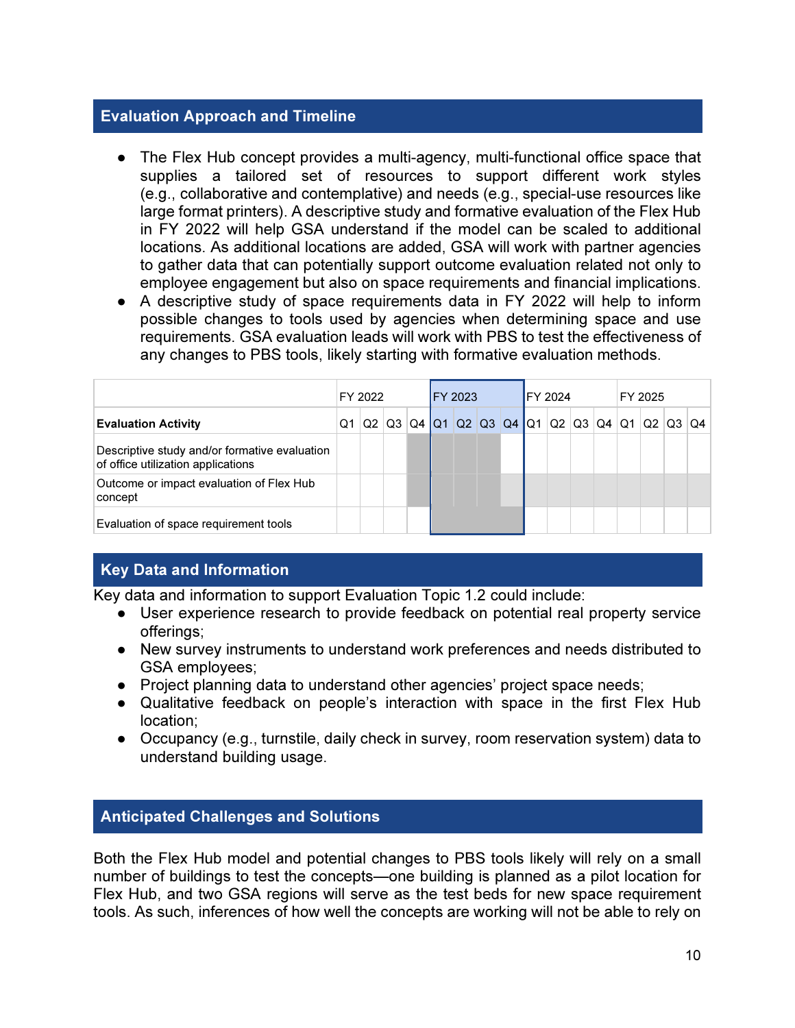## Evaluation Approach and Timeline

- The Flex Hub concept provides a multi-agency, multi-functional office space that supplies a tailored set of resources to support different work styles (e.g., collaborative and contemplative) and needs (e.g., special-use resources like large format printers). A descriptive study and formative evaluation of the Flex Hub in FY 2022 will help GSA understand if the model can be scaled to additional locations. As additional locations are added, GSA will work with partner agencies to gather data that can potentially support outcome evaluation related not only to employee engagement but also on space requirements and financial implications.
- A descriptive study of space requirements data in FY 2022 will help to inform possible changes to tools used by agencies when determining space and use requirements. GSA evaluation leads will work with PBS to test the effectiveness of any changes to PBS tools, likely starting with formative evaluation methods.

| | FY 2022 | | | | FY 2023 | | | | FY 2024 | | | | FY 2025 | | | |
|---|---|---|---|---|---|---|---|---|---|---|---|---|---|---|---|---|
| **Evaluation Activity** | Q1 | Q2 | Q3 | Q4 | Q1 | Q2 | Q3 | Q4 | Q1 | Q2 | Q3 | Q4 | Q1 | Q2 | Q3 | Q4 |
| Descriptive study and/or formative evaluation of office utilization applications | | | | X | X | X | X | | | | | | | | | |
| Outcome or impact evaluation of Flex Hub concept | | | | X | X | X | X | X | X | X | X | X | X | X | X | X |
| Evaluation of space requirement tools | | | | | X | X | X | X | | | | | | | | |

## Key Data and Information

Key data and information to support Evaluation Topic 1.2 could include:

- User experience research to provide feedback on potential real property service offerings;
- New survey instruments to understand work preferences and needs distributed to GSA employees;
- Project planning data to understand other agencies' project space needs;
- Qualitative feedback on people's interaction with space in the first Flex Hub location;
- Occupancy (e.g., turnstile, daily check in survey, room reservation system) data to understand building usage.

## Anticipated Challenges and Solutions

Both the Flex Hub model and potential changes to PBS tools likely will rely on a small number of buildings to test the concepts—one building is planned as a pilot location for Flex Hub, and two GSA regions will serve as the test beds for new space requirement tools. As such, inferences of how well the concepts are working will not be able to rely on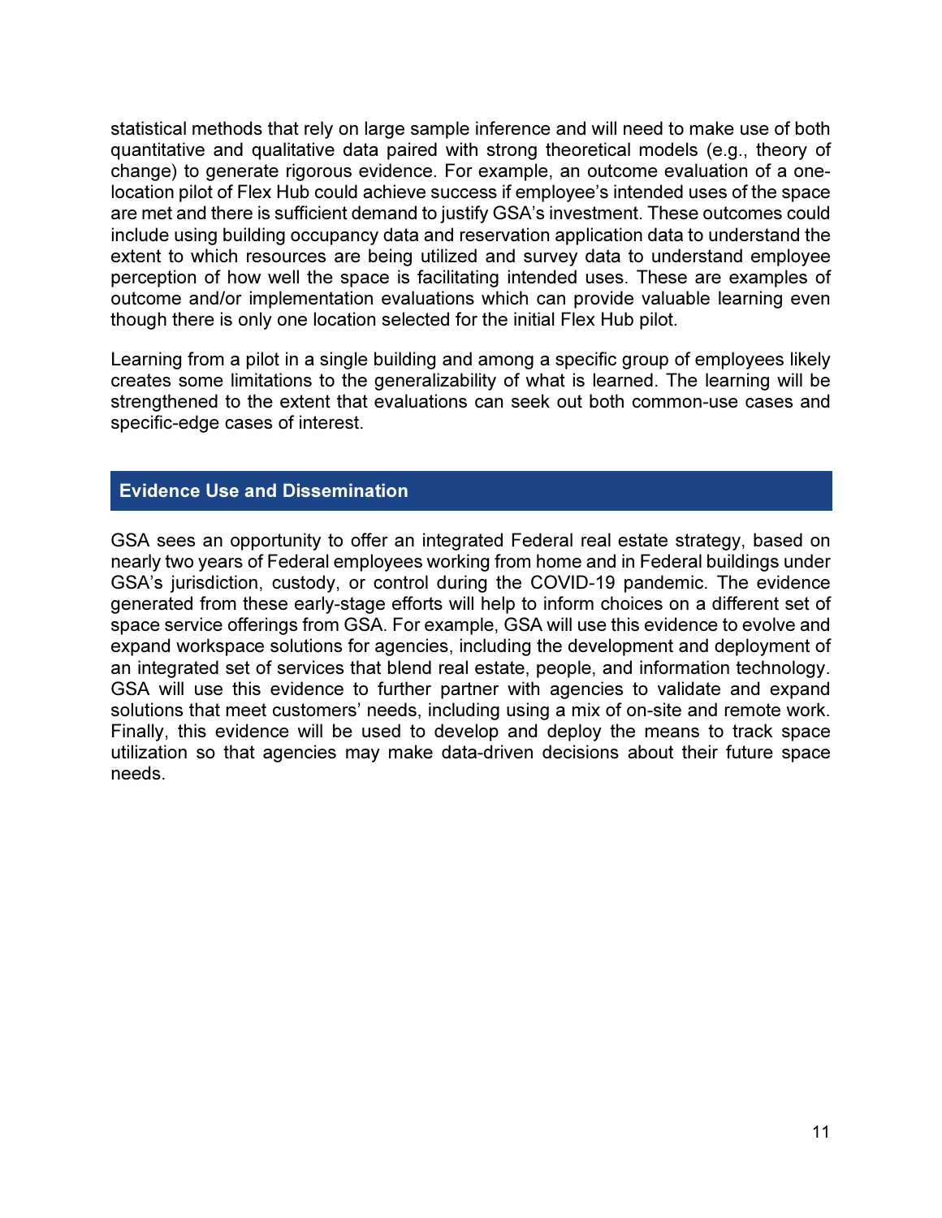statistical methods that rely on large sample inference and will need to make use of both quantitative and qualitative data paired with strong theoretical models (e.g., theory of change) to generate rigorous evidence. For example, an outcome evaluation of a one-location pilot of Flex Hub could achieve success if employee's intended uses of the space are met and there is sufficient demand to justify GSA's investment. These outcomes could include using building occupancy data and reservation application data to understand the extent to which resources are being utilized and survey data to understand employee perception of how well the space is facilitating intended uses. These are examples of outcome and/or implementation evaluations which can provide valuable learning even though there is only one location selected for the initial Flex Hub pilot.

Learning from a pilot in a single building and among a specific group of employees likely creates some limitations to the generalizability of what is learned. The learning will be strengthened to the extent that evaluations can seek out both common-use cases and specific-edge cases of interest.

## Evidence Use and Dissemination

GSA sees an opportunity to offer an integrated Federal real estate strategy, based on nearly two years of Federal employees working from home and in Federal buildings under GSA's jurisdiction, custody, or control during the COVID-19 pandemic. The evidence generated from these early-stage efforts will help to inform choices on a different set of space service offerings from GSA. For example, GSA will use this evidence to evolve and expand workspace solutions for agencies, including the development and deployment of an integrated set of services that blend real estate, people, and information technology. GSA will use this evidence to further partner with agencies to validate and expand solutions that meet customers' needs, including using a mix of on-site and remote work. Finally, this evidence will be used to develop and deploy the means to track space utilization so that agencies may make data-driven decisions about their future space needs.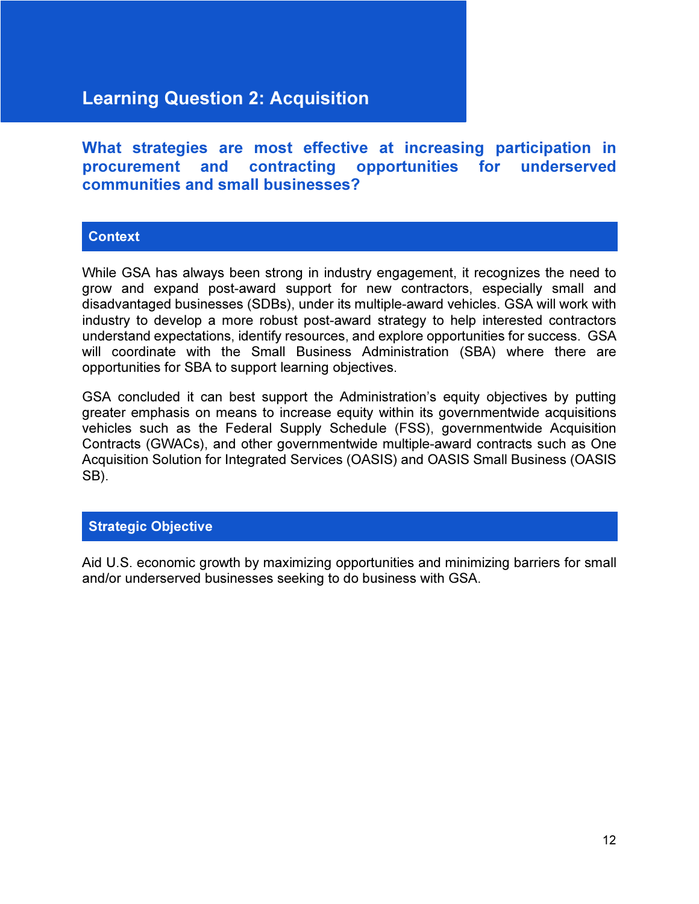# Learning Question 2: Acquisition

## What strategies are most effective at increasing participation in procurement and contracting opportunities for underserved communities and small businesses?

### Context

While GSA has always been strong in industry engagement, it recognizes the need to grow and expand post-award support for new contractors, especially small and disadvantaged businesses (SDBs), under its multiple-award vehicles. GSA will work with industry to develop a more robust post-award strategy to help interested contractors understand expectations, identify resources, and explore opportunities for success. GSA will coordinate with the Small Business Administration (SBA) where there are opportunities for SBA to support learning objectives.

GSA concluded it can best support the Administration's equity objectives by putting greater emphasis on means to increase equity within its governmentwide acquisitions vehicles such as the Federal Supply Schedule (FSS), governmentwide Acquisition Contracts (GWACs), and other governmentwide multiple-award contracts such as One Acquisition Solution for Integrated Services (OASIS) and OASIS Small Business (OASIS SB).

### Strategic Objective

Aid U.S. economic growth by maximizing opportunities and minimizing barriers for small and/or underserved businesses seeking to do business with GSA.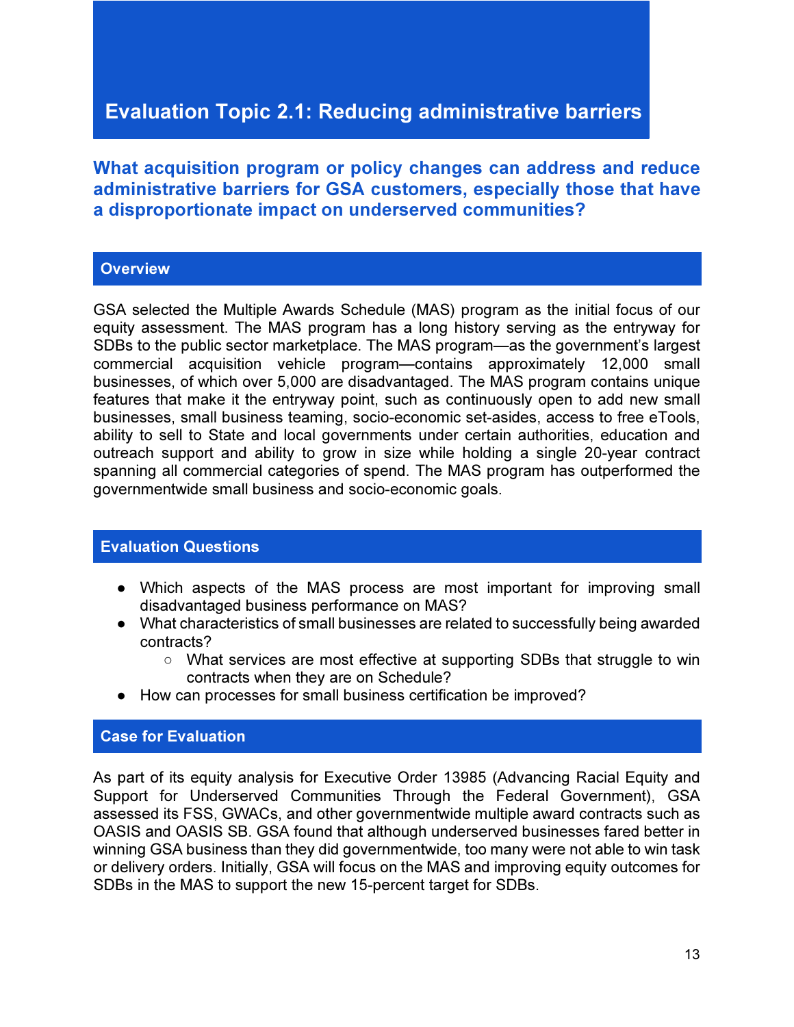# Evaluation Topic 2.1: Reducing administrative barriers

## What acquisition program or policy changes can address and reduce administrative barriers for GSA customers, especially those that have a disproportionate impact on underserved communities?

### Overview

GSA selected the Multiple Awards Schedule (MAS) program as the initial focus of our equity assessment. The MAS program has a long history serving as the entryway for SDBs to the public sector marketplace. The MAS program—as the government's largest commercial acquisition vehicle program—contains approximately 12,000 small businesses, of which over 5,000 are disadvantaged. The MAS program contains unique features that make it the entryway point, such as continuously open to add new small businesses, small business teaming, socio-economic set-asides, access to free eTools, ability to sell to State and local governments under certain authorities, education and outreach support and ability to grow in size while holding a single 20-year contract spanning all commercial categories of spend. The MAS program has outperformed the governmentwide small business and socio-economic goals.

### Evaluation Questions

- Which aspects of the MAS process are most important for improving small disadvantaged business performance on MAS?
- What characteristics of small businesses are related to successfully being awarded contracts?
  - What services are most effective at supporting SDBs that struggle to win contracts when they are on Schedule?
- How can processes for small business certification be improved?

### Case for Evaluation

As part of its equity analysis for Executive Order 13985 (Advancing Racial Equity and Support for Underserved Communities Through the Federal Government), GSA assessed its FSS, GWACs, and other governmentwide multiple award contracts such as OASIS and OASIS SB. GSA found that although underserved businesses fared better in winning GSA business than they did governmentwide, too many were not able to win task or delivery orders. Initially, GSA will focus on the MAS and improving equity outcomes for SDBs in the MAS to support the new 15-percent target for SDBs.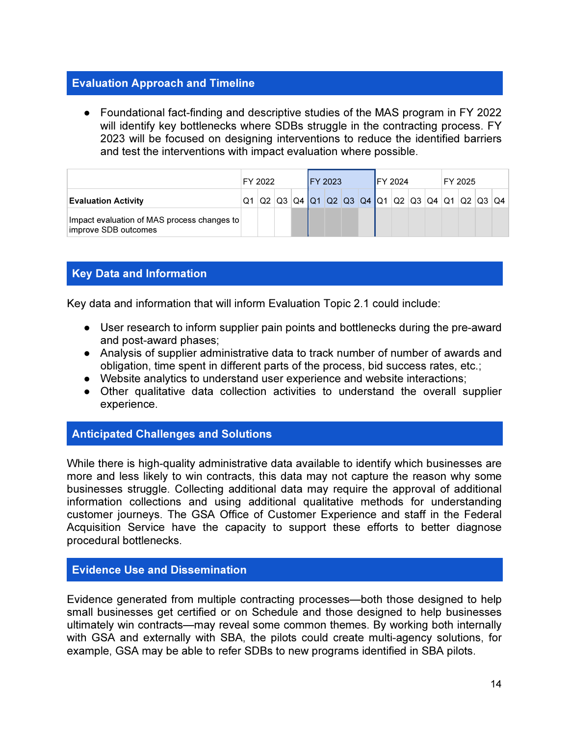## Evaluation Approach and Timeline

- Foundational fact-finding and descriptive studies of the MAS program in FY 2022 will identify key bottlenecks where SDBs struggle in the contracting process. FY 2023 will be focused on designing interventions to reduce the identified barriers and test the interventions with impact evaluation where possible.

| | FY 2022 | | | | FY 2023 | | | | FY 2024 | | | | FY 2025 | | | |
|---|---|---|---|---|---|---|---|---|---|---|---|---|---|---|---|---|
| **Evaluation Activity** | Q1 | Q2 | Q3 | Q4 | Q1 | Q2 | Q3 | Q4 | Q1 | Q2 | Q3 | Q4 | Q1 | Q2 | Q3 | Q4 |
| Impact evaluation of MAS process changes to improve SDB outcomes | | | | | | | | | | | | | | | | |

## Key Data and Information

Key data and information that will inform Evaluation Topic 2.1 could include:

- User research to inform supplier pain points and bottlenecks during the pre-award and post-award phases;
- Analysis of supplier administrative data to track number of number of awards and obligation, time spent in different parts of the process, bid success rates, etc.;
- Website analytics to understand user experience and website interactions;
- Other qualitative data collection activities to understand the overall supplier experience.

## Anticipated Challenges and Solutions

While there is high-quality administrative data available to identify which businesses are more and less likely to win contracts, this data may not capture the reason why some businesses struggle. Collecting additional data may require the approval of additional information collections and using additional qualitative methods for understanding customer journeys. The GSA Office of Customer Experience and staff in the Federal Acquisition Service have the capacity to support these efforts to better diagnose procedural bottlenecks.

## Evidence Use and Dissemination

Evidence generated from multiple contracting processes—both those designed to help small businesses get certified or on Schedule and those designed to help businesses ultimately win contracts—may reveal some common themes. By working both internally with GSA and externally with SBA, the pilots could create multi-agency solutions, for example, GSA may be able to refer SDBs to new programs identified in SBA pilots.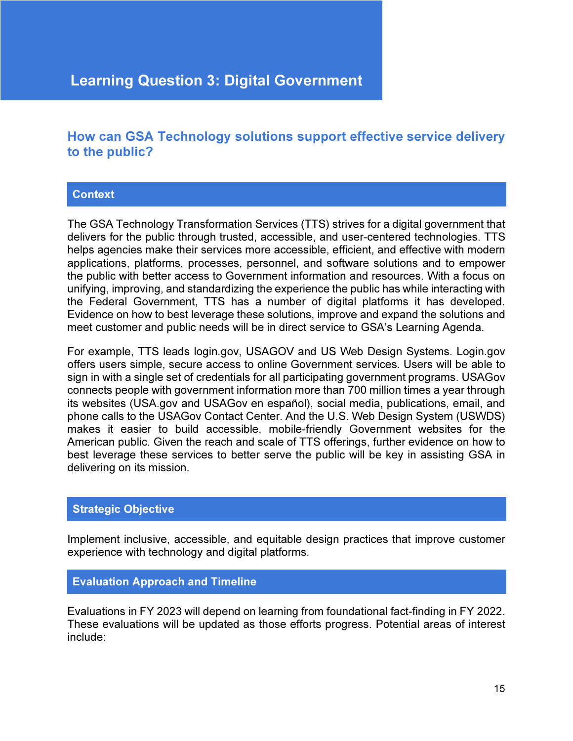# Learning Question 3: Digital Government

## How can GSA Technology solutions support effective service delivery to the public?

### Context

The GSA Technology Transformation Services (TTS) strives for a digital government that delivers for the public through trusted, accessible, and user-centered technologies. TTS helps agencies make their services more accessible, efficient, and effective with modern applications, platforms, processes, personnel, and software solutions and to empower the public with better access to Government information and resources. With a focus on unifying, improving, and standardizing the experience the public has while interacting with the Federal Government, TTS has a number of digital platforms it has developed. Evidence on how to best leverage these solutions, improve and expand the solutions and meet customer and public needs will be in direct service to GSA's Learning Agenda.

For example, TTS leads login.gov, USAGOV and US Web Design Systems. Login.gov offers users simple, secure access to online Government services. Users will be able to sign in with a single set of credentials for all participating government programs. USAGov connects people with government information more than 700 million times a year through its websites (USA.gov and USAGov en español), social media, publications, email, and phone calls to the USAGov Contact Center. And the U.S. Web Design System (USWDS) makes it easier to build accessible, mobile-friendly Government websites for the American public. Given the reach and scale of TTS offerings, further evidence on how to best leverage these services to better serve the public will be key in assisting GSA in delivering on its mission.

### Strategic Objective

Implement inclusive, accessible, and equitable design practices that improve customer experience with technology and digital platforms.

### Evaluation Approach and Timeline

Evaluations in FY 2023 will depend on learning from foundational fact-finding in FY 2022. These evaluations will be updated as those efforts progress. Potential areas of interest include: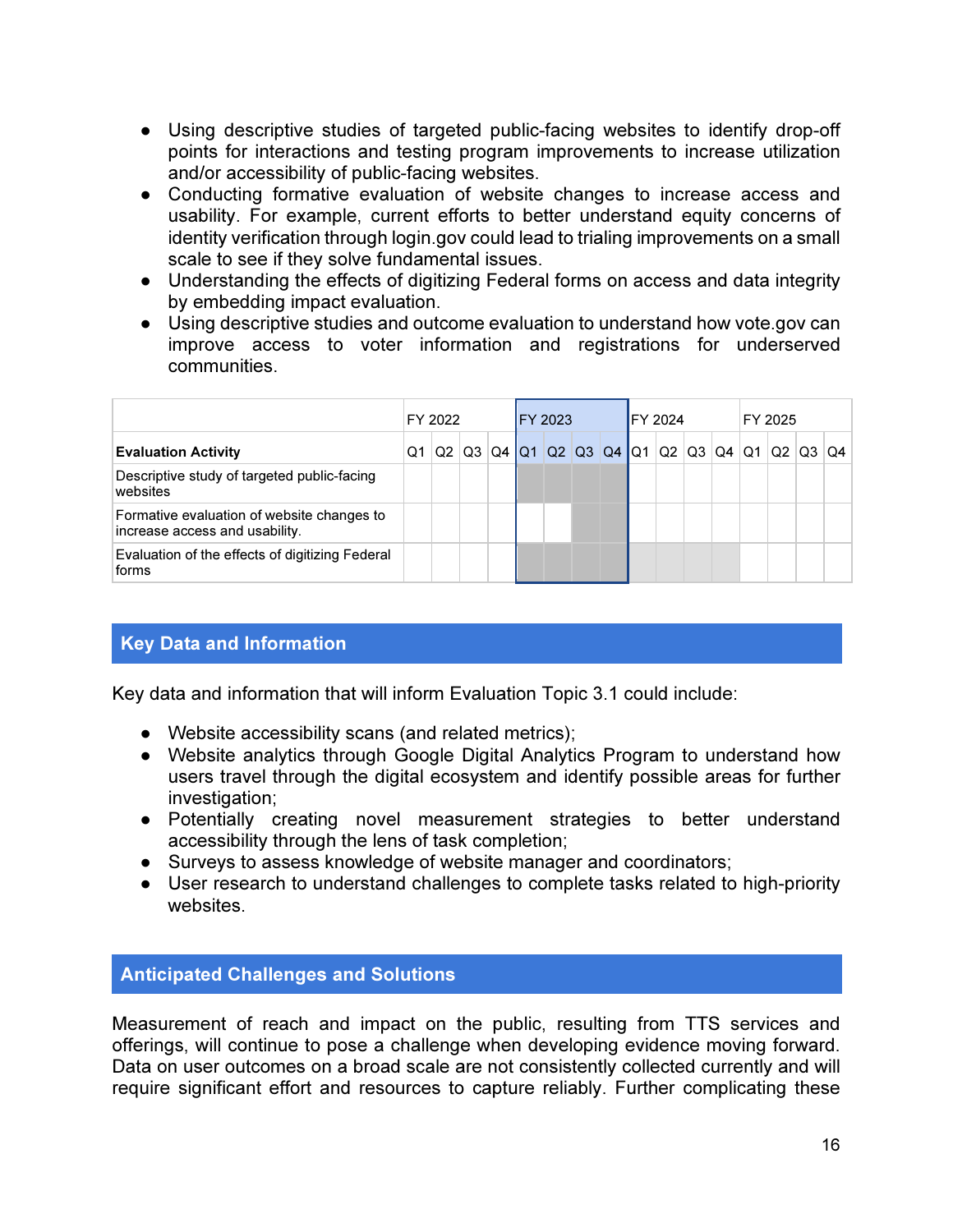- Using descriptive studies of targeted public-facing websites to identify drop-off points for interactions and testing program improvements to increase utilization and/or accessibility of public-facing websites.
- Conducting formative evaluation of website changes to increase access and usability. For example, current efforts to better understand equity concerns of identity verification through login.gov could lead to trialing improvements on a small scale to see if they solve fundamental issues.
- Understanding the effects of digitizing Federal forms on access and data integrity by embedding impact evaluation.
- Using descriptive studies and outcome evaluation to understand how vote.gov can improve access to voter information and registrations for underserved communities.

| | FY 2022 | | | | FY 2023 | | | | FY 2024 | | | | FY 2025 | | | |
|---|---|---|---|---|---|---|---|---|---|---|---|---|---|---|---|---|
| **Evaluation Activity** | Q1 | Q2 | Q3 | Q4 | Q1 | Q2 | Q3 | Q4 | Q1 | Q2 | Q3 | Q4 | Q1 | Q2 | Q3 | Q4 |
| Descriptive study of targeted public-facing websites | | | | | | | | | | | | | | | | |
| Formative evaluation of website changes to increase access and usability. | | | | | | | | | | | | | | | | |
| Evaluation of the effects of digitizing Federal forms | | | | | | | | | | | | | | | | |

## Key Data and Information

Key data and information that will inform Evaluation Topic 3.1 could include:

- Website accessibility scans (and related metrics);
- Website analytics through Google Digital Analytics Program to understand how users travel through the digital ecosystem and identify possible areas for further investigation;
- Potentially creating novel measurement strategies to better understand accessibility through the lens of task completion;
- Surveys to assess knowledge of website manager and coordinators;
- User research to understand challenges to complete tasks related to high-priority websites.

## Anticipated Challenges and Solutions

Measurement of reach and impact on the public, resulting from TTS services and offerings, will continue to pose a challenge when developing evidence moving forward. Data on user outcomes on a broad scale are not consistently collected currently and will require significant effort and resources to capture reliably. Further complicating these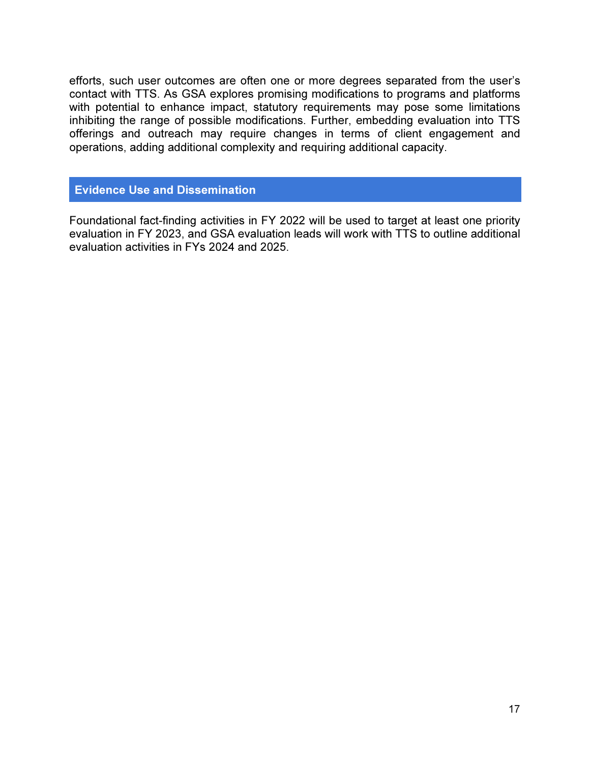efforts, such user outcomes are often one or more degrees separated from the user's contact with TTS. As GSA explores promising modifications to programs and platforms with potential to enhance impact, statutory requirements may pose some limitations inhibiting the range of possible modifications. Further, embedding evaluation into TTS offerings and outreach may require changes in terms of client engagement and operations, adding additional complexity and requiring additional capacity.

## Evidence Use and Dissemination

Foundational fact-finding activities in FY 2022 will be used to target at least one priority evaluation in FY 2023, and GSA evaluation leads will work with TTS to outline additional evaluation activities in FYs 2024 and 2025.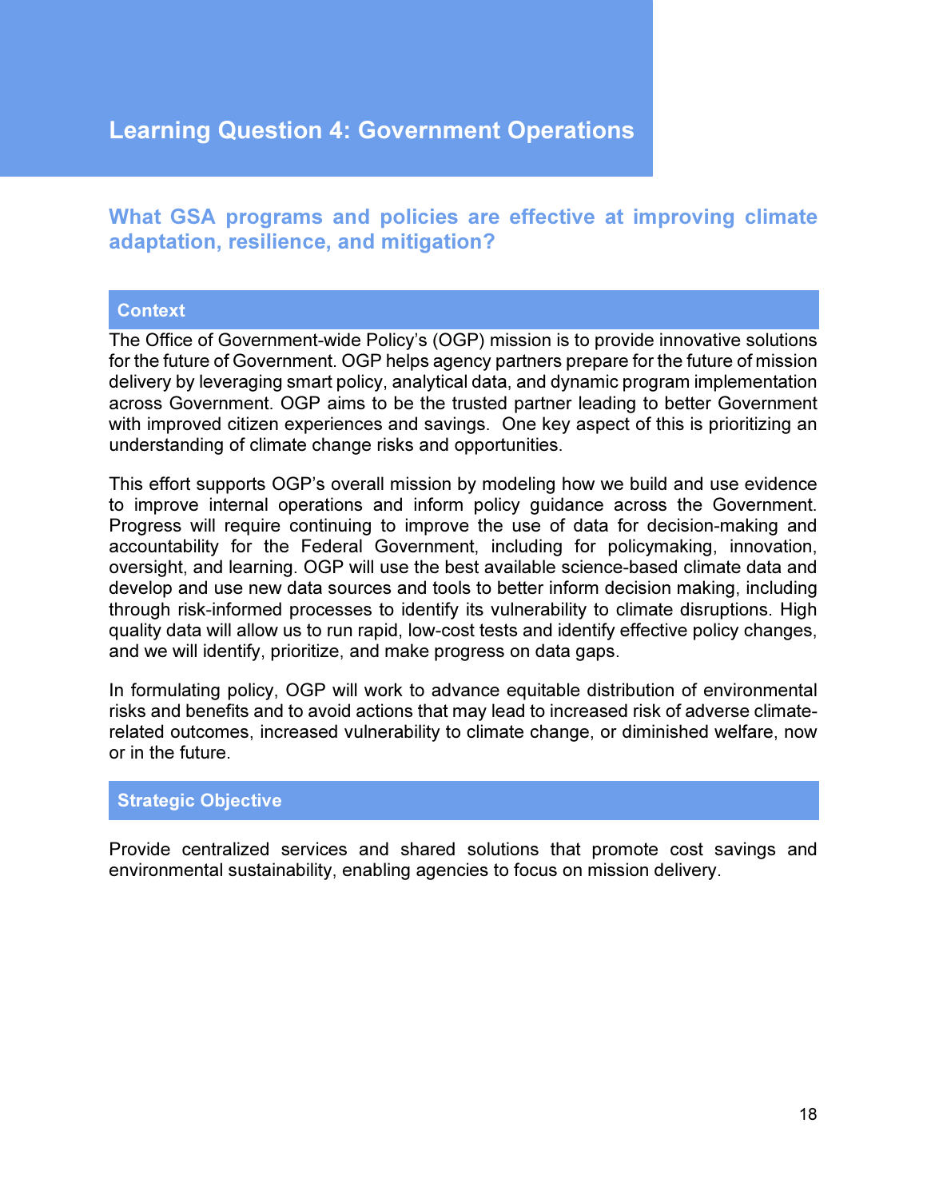# Learning Question 4: Government Operations

## What GSA programs and policies are effective at improving climate adaptation, resilience, and mitigation?

### Context

The Office of Government-wide Policy's (OGP) mission is to provide innovative solutions for the future of Government. OGP helps agency partners prepare for the future of mission delivery by leveraging smart policy, analytical data, and dynamic program implementation across Government. OGP aims to be the trusted partner leading to better Government with improved citizen experiences and savings. One key aspect of this is prioritizing an understanding of climate change risks and opportunities.

This effort supports OGP's overall mission by modeling how we build and use evidence to improve internal operations and inform policy guidance across the Government. Progress will require continuing to improve the use of data for decision-making and accountability for the Federal Government, including for policymaking, innovation, oversight, and learning. OGP will use the best available science-based climate data and develop and use new data sources and tools to better inform decision making, including through risk-informed processes to identify its vulnerability to climate disruptions. High quality data will allow us to run rapid, low-cost tests and identify effective policy changes, and we will identify, prioritize, and make progress on data gaps.

In formulating policy, OGP will work to advance equitable distribution of environmental risks and benefits and to avoid actions that may lead to increased risk of adverse climate-related outcomes, increased vulnerability to climate change, or diminished welfare, now or in the future.

### Strategic Objective

Provide centralized services and shared solutions that promote cost savings and environmental sustainability, enabling agencies to focus on mission delivery.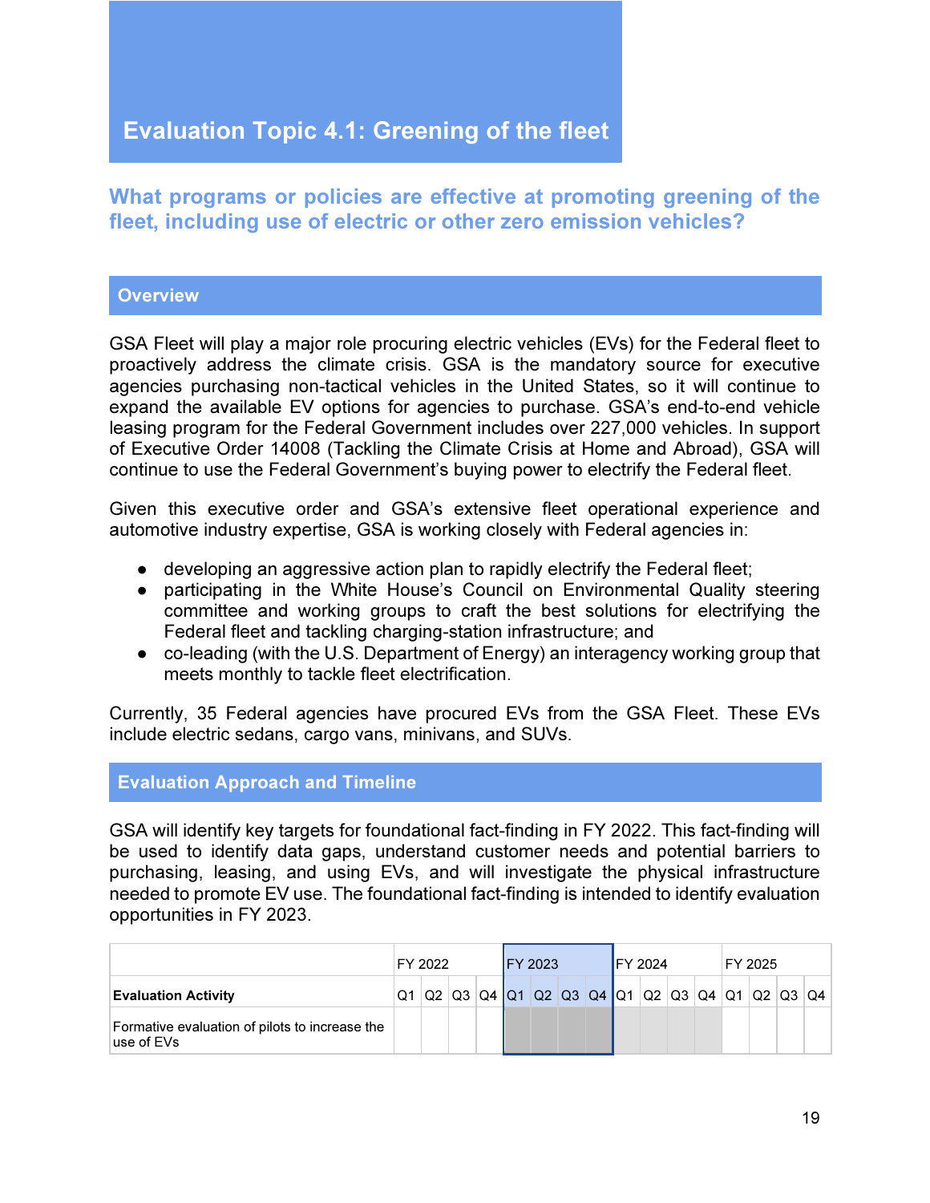# Evaluation Topic 4.1: Greening of the fleet

## What programs or policies are effective at promoting greening of the fleet, including use of electric or other zero emission vehicles?

### Overview

GSA Fleet will play a major role procuring electric vehicles (EVs) for the Federal fleet to proactively address the climate crisis. GSA is the mandatory source for executive agencies purchasing non-tactical vehicles in the United States, so it will continue to expand the available EV options for agencies to purchase. GSA's end-to-end vehicle leasing program for the Federal Government includes over 227,000 vehicles. In support of Executive Order 14008 (Tackling the Climate Crisis at Home and Abroad), GSA will continue to use the Federal Government's buying power to electrify the Federal fleet.

Given this executive order and GSA's extensive fleet operational experience and automotive industry expertise, GSA is working closely with Federal agencies in:

- developing an aggressive action plan to rapidly electrify the Federal fleet;
- participating in the White House's Council on Environmental Quality steering committee and working groups to craft the best solutions for electrifying the Federal fleet and tackling charging-station infrastructure; and
- co-leading (with the U.S. Department of Energy) an interagency working group that meets monthly to tackle fleet electrification.

Currently, 35 Federal agencies have procured EVs from the GSA Fleet. These EVs include electric sedans, cargo vans, minivans, and SUVs.

### Evaluation Approach and Timeline

GSA will identify key targets for foundational fact-finding in FY 2022. This fact-finding will be used to identify data gaps, understand customer needs and potential barriers to purchasing, leasing, and using EVs, and will investigate the physical infrastructure needed to promote EV use. The foundational fact-finding is intended to identify evaluation opportunities in FY 2023.

| | FY 2022 | | | | FY 2023 | | | | FY 2024 | | | | FY 2025 | | | |
|---|---|---|---|---|---|---|---|---|---|---|---|---|---|---|---|---|
| **Evaluation Activity** | Q1 | Q2 | Q3 | Q4 | Q1 | Q2 | Q3 | Q4 | Q1 | Q2 | Q3 | Q4 | Q1 | Q2 | Q3 | Q4 |
| Formative evaluation of pilots to increase the use of EVs | | | | | | | | | | | | | | | | |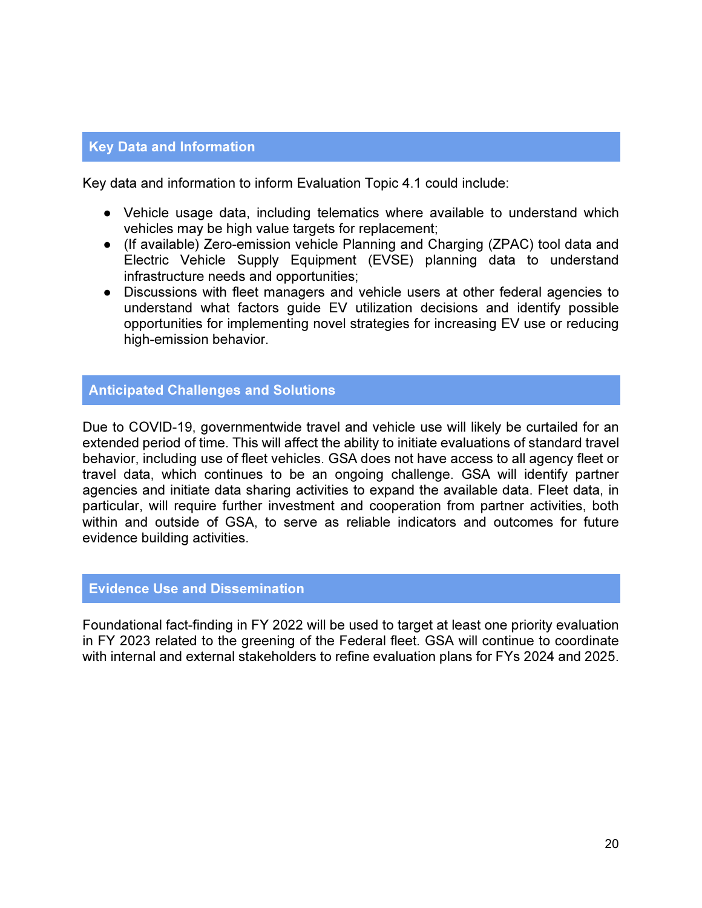## Key Data and Information

Key data and information to inform Evaluation Topic 4.1 could include:

- Vehicle usage data, including telematics where available to understand which vehicles may be high value targets for replacement;
- (If available) Zero-emission vehicle Planning and Charging (ZPAC) tool data and Electric Vehicle Supply Equipment (EVSE) planning data to understand infrastructure needs and opportunities;
- Discussions with fleet managers and vehicle users at other federal agencies to understand what factors guide EV utilization decisions and identify possible opportunities for implementing novel strategies for increasing EV use or reducing high-emission behavior.

## Anticipated Challenges and Solutions

Due to COVID-19, governmentwide travel and vehicle use will likely be curtailed for an extended period of time. This will affect the ability to initiate evaluations of standard travel behavior, including use of fleet vehicles. GSA does not have access to all agency fleet or travel data, which continues to be an ongoing challenge. GSA will identify partner agencies and initiate data sharing activities to expand the available data. Fleet data, in particular, will require further investment and cooperation from partner activities, both within and outside of GSA, to serve as reliable indicators and outcomes for future evidence building activities.

## Evidence Use and Dissemination

Foundational fact-finding in FY 2022 will be used to target at least one priority evaluation in FY 2023 related to the greening of the Federal fleet. GSA will continue to coordinate with internal and external stakeholders to refine evaluation plans for FYs 2024 and 2025.